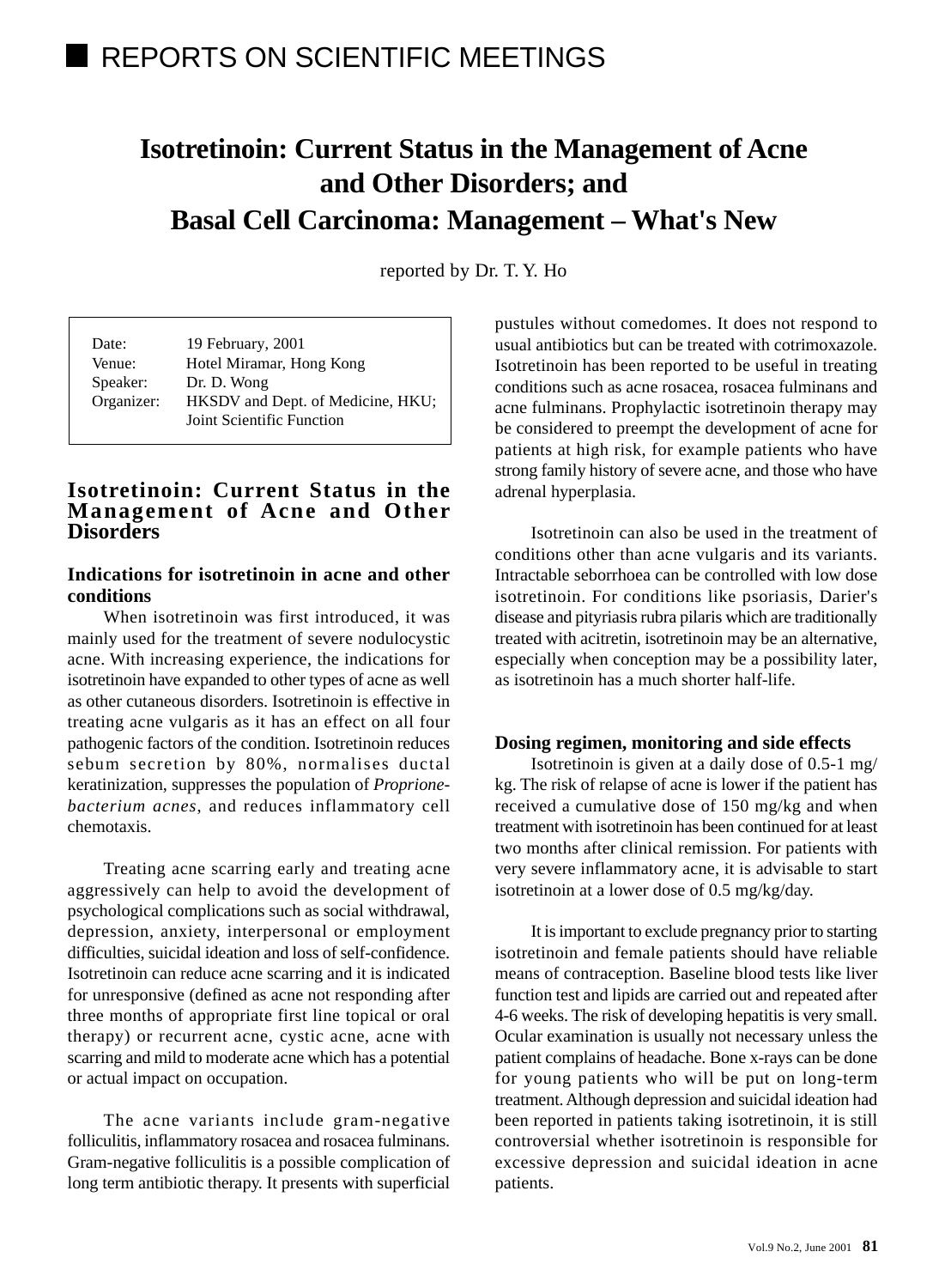## REPORTS ON SCIENTIFIC MEETINGS

# Isotretinoin: Current Status in the Management of Acne and Other Disorders; and Basal Cell Carcinoma: Management – What's New

reported by Dr. T. Y. Ho

| | |
|---|---|
| Date: | 19 February, 2001 |
| Venue: | Hotel Miramar, Hong Kong |
| Speaker: | Dr. D. Wong |
| Organizer: | HKSDV and Dept. of Medicine, HKU; Joint Scientific Function |

## Isotretinoin: Current Status in the Management of Acne and Other Disorders

### Indications for isotretinoin in acne and other conditions

When isotretinoin was first introduced, it was mainly used for the treatment of severe nodulocystic acne. With increasing experience, the indications for isotretinoin have expanded to other types of acne as well as other cutaneous disorders. Isotretinoin is effective in treating acne vulgaris as it has an effect on all four pathogenic factors of the condition. Isotretinoin reduces sebum secretion by 80%, normalises ductal keratinization, suppresses the population of *Proprione-bacterium acnes*, and reduces inflammatory cell chemotaxis.

Treating acne scarring early and treating acne aggressively can help to avoid the development of psychological complications such as social withdrawal, depression, anxiety, interpersonal or employment difficulties, suicidal ideation and loss of self-confidence. Isotretinoin can reduce acne scarring and it is indicated for unresponsive (defined as acne not responding after three months of appropriate first line topical or oral therapy) or recurrent acne, cystic acne, acne with scarring and mild to moderate acne which has a potential or actual impact on occupation.

The acne variants include gram-negative folliculitis, inflammatory rosacea and rosacea fulminans. Gram-negative folliculitis is a possible complication of long term antibiotic therapy. It presents with superficial pustules without comedomes. It does not respond to usual antibiotics but can be treated with cotrimoxazole. Isotretinoin has been reported to be useful in treating conditions such as acne rosacea, rosacea fulminans and acne fulminans. Prophylactic isotretinoin therapy may be considered to preempt the development of acne for patients at high risk, for example patients who have strong family history of severe acne, and those who have adrenal hyperplasia.

Isotretinoin can also be used in the treatment of conditions other than acne vulgaris and its variants. Intractable seborrhoea can be controlled with low dose isotretinoin. For conditions like psoriasis, Darier's disease and pityriasis rubra pilaris which are traditionally treated with acitretin, isotretinoin may be an alternative, especially when conception may be a possibility later, as isotretinoin has a much shorter half-life.

### Dosing regimen, monitoring and side effects

Isotretinoin is given at a daily dose of 0.5-1 mg/kg. The risk of relapse of acne is lower if the patient has received a cumulative dose of 150 mg/kg and when treatment with isotretinoin has been continued for at least two months after clinical remission. For patients with very severe inflammatory acne, it is advisable to start isotretinoin at a lower dose of 0.5 mg/kg/day.

It is important to exclude pregnancy prior to starting isotretinoin and female patients should have reliable means of contraception. Baseline blood tests like liver function test and lipids are carried out and repeated after 4-6 weeks. The risk of developing hepatitis is very small. Ocular examination is usually not necessary unless the patient complains of headache. Bone x-rays can be done for young patients who will be put on long-term treatment. Although depression and suicidal ideation had been reported in patients taking isotretinoin, it is still controversial whether isotretinoin is responsible for excessive depression and suicidal ideation in acne patients.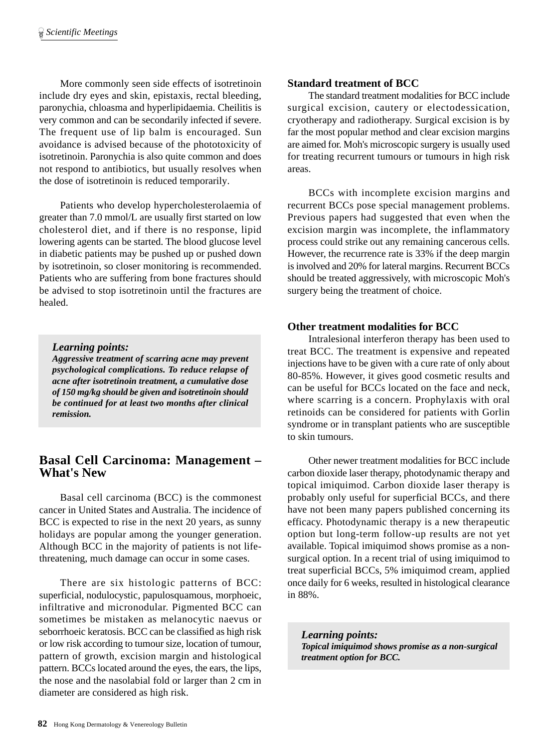More commonly seen side effects of isotretinoin include dry eyes and skin, epistaxis, rectal bleeding, paronychia, chloasma and hyperlipidaemia. Cheilitis is very common and can be secondarily infected if severe. The frequent use of lip balm is encouraged. Sun avoidance is advised because of the phototoxicity of isotretinoin. Paronychia is also quite common and does not respond to antibiotics, but usually resolves when the dose of isotretinoin is reduced temporarily.

Patients who develop hypercholesterolaemia of greater than 7.0 mmol/L are usually first started on low cholesterol diet, and if there is no response, lipid lowering agents can be started. The blood glucose level in diabetic patients may be pushed up or pushed down by isotretinoin, so closer monitoring is recommended. Patients who are suffering from bone fractures should be advised to stop isotretinoin until the fractures are healed.

> ***Learning points:***
> ***Aggressive treatment of scarring acne may prevent psychological complications. To reduce relapse of acne after isotretinoin treatment, a cumulative dose of 150 mg/kg should be given and isotretinoin should be continued for at least two months after clinical remission.***

## Basal Cell Carcinoma: Management – What's New

Basal cell carcinoma (BCC) is the commonest cancer in United States and Australia. The incidence of BCC is expected to rise in the next 20 years, as sunny holidays are popular among the younger generation. Although BCC in the majority of patients is not life-threatening, much damage can occur in some cases.

There are six histologic patterns of BCC: superficial, nodulocystic, papulosquamous, morphoeic, infiltrative and micronodular. Pigmented BCC can sometimes be mistaken as melanocytic naevus or seborrhoeic keratosis. BCC can be classified as high risk or low risk according to tumour size, location of tumour, pattern of growth, excision margin and histological pattern. BCCs located around the eyes, the ears, the lips, the nose and the nasolabial fold or larger than 2 cm in diameter are considered as high risk.

### Standard treatment of BCC

The standard treatment modalities for BCC include surgical excision, cautery or electodessication, cryotherapy and radiotherapy. Surgical excision is by far the most popular method and clear excision margins are aimed for. Moh's microscopic surgery is usually used for treating recurrent tumours or tumours in high risk areas.

BCCs with incomplete excision margins and recurrent BCCs pose special management problems. Previous papers had suggested that even when the excision margin was incomplete, the inflammatory process could strike out any remaining cancerous cells. However, the recurrence rate is 33% if the deep margin is involved and 20% for lateral margins. Recurrent BCCs should be treated aggressively, with microscopic Moh's surgery being the treatment of choice.

### Other treatment modalities for BCC

Intralesional interferon therapy has been used to treat BCC. The treatment is expensive and repeated injections have to be given with a cure rate of only about 80-85%. However, it gives good cosmetic results and can be useful for BCCs located on the face and neck, where scarring is a concern. Prophylaxis with oral retinoids can be considered for patients with Gorlin syndrome or in transplant patients who are susceptible to skin tumours.

Other newer treatment modalities for BCC include carbon dioxide laser therapy, photodynamic therapy and topical imiquimod. Carbon dioxide laser therapy is probably only useful for superficial BCCs, and there have not been many papers published concerning its efficacy. Photodynamic therapy is a new therapeutic option but long-term follow-up results are not yet available. Topical imiquimod shows promise as a non-surgical option. In a recent trial of using imiquimod to treat superficial BCCs, 5% imiquimod cream, applied once daily for 6 weeks, resulted in histological clearance in 88%.

> ***Learning points:***
> ***Topical imiquimod shows promise as a non-surgical treatment option for BCC.***